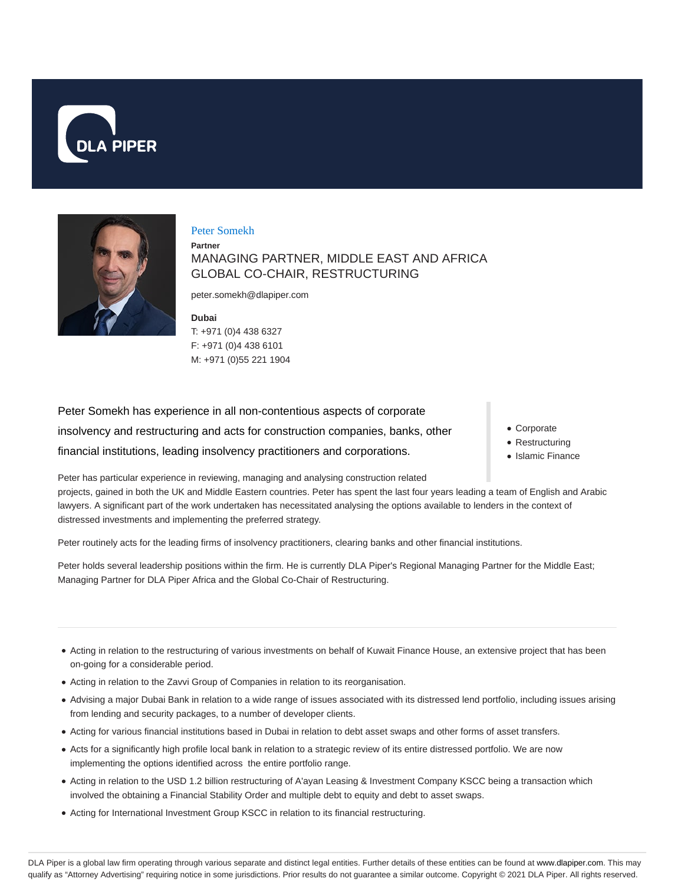DLA PIPER

# Peter Somekh

**Partner**

MANAGING PARTNER, MIDDLE EAST AND AFRICA
GLOBAL CO-CHAIR, RESTRUCTURING

peter.somekh@dlapiper.com

**Dubai**
T: +971 (0)4 438 6327
F: +971 (0)4 438 6101
M: +971 (0)55 221 1904

Peter Somekh has experience in all non-contentious aspects of corporate insolvency and restructuring and acts for construction companies, banks, other financial institutions, leading insolvency practitioners and corporations.

- Corporate
- Restructuring
- Islamic Finance

Peter has particular experience in reviewing, managing and analysing construction related projects, gained in both the UK and Middle Eastern countries. Peter has spent the last four years leading a team of English and Arabic lawyers. A significant part of the work undertaken has necessitated analysing the options available to lenders in the context of distressed investments and implementing the preferred strategy.

Peter routinely acts for the leading firms of insolvency practitioners, clearing banks and other financial institutions.

Peter holds several leadership positions within the firm. He is currently DLA Piper's Regional Managing Partner for the Middle East; Managing Partner for DLA Piper Africa and the Global Co-Chair of Restructuring.

- Acting in relation to the restructuring of various investments on behalf of Kuwait Finance House, an extensive project that has been on-going for a considerable period.
- Acting in relation to the Zavvi Group of Companies in relation to its reorganisation.
- Advising a major Dubai Bank in relation to a wide range of issues associated with its distressed lend portfolio, including issues arising from lending and security packages, to a number of developer clients.
- Acting for various financial institutions based in Dubai in relation to debt asset swaps and other forms of asset transfers.
- Acts for a significantly high profile local bank in relation to a strategic review of its entire distressed portfolio. We are now implementing the options identified across the entire portfolio range.
- Acting in relation to the USD 1.2 billion restructuring of A'ayan Leasing & Investment Company KSCC being a transaction which involved the obtaining a Financial Stability Order and multiple debt to equity and debt to asset swaps.
- Acting for International Investment Group KSCC in relation to its financial restructuring.

DLA Piper is a global law firm operating through various separate and distinct legal entities. Further details of these entities can be found at www.dlapiper.com. This may qualify as "Attorney Advertising" requiring notice in some jurisdictions. Prior results do not guarantee a similar outcome. Copyright © 2021 DLA Piper. All rights reserved.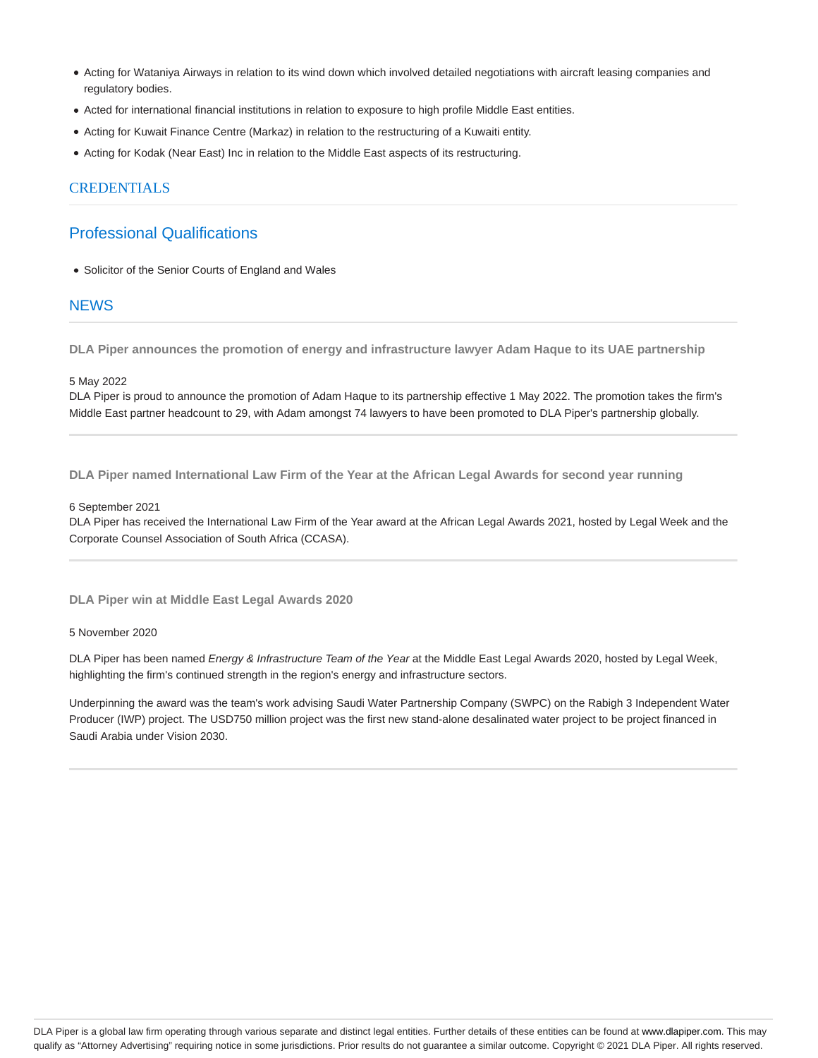- Acting for Wataniya Airways in relation to its wind down which involved detailed negotiations with aircraft leasing companies and regulatory bodies.
- Acted for international financial institutions in relation to exposure to high profile Middle East entities.
- Acting for Kuwait Finance Centre (Markaz) in relation to the restructuring of a Kuwaiti entity.
- Acting for Kodak (Near East) Inc in relation to the Middle East aspects of its restructuring.

## CREDENTIALS

### Professional Qualifications

- Solicitor of the Senior Courts of England and Wales

## NEWS

**DLA Piper announces the promotion of energy and infrastructure lawyer Adam Haque to its UAE partnership**

5 May 2022
DLA Piper is proud to announce the promotion of Adam Haque to its partnership effective 1 May 2022. The promotion takes the firm's Middle East partner headcount to 29, with Adam amongst 74 lawyers to have been promoted to DLA Piper's partnership globally.

**DLA Piper named International Law Firm of the Year at the African Legal Awards for second year running**

6 September 2021
DLA Piper has received the International Law Firm of the Year award at the African Legal Awards 2021, hosted by Legal Week and the Corporate Counsel Association of South Africa (CCASA).

**DLA Piper win at Middle East Legal Awards 2020**

5 November 2020

DLA Piper has been named *Energy & Infrastructure Team of the Year* at the Middle East Legal Awards 2020, hosted by Legal Week, highlighting the firm's continued strength in the region's energy and infrastructure sectors.

Underpinning the award was the team's work advising Saudi Water Partnership Company (SWPC) on the Rabigh 3 Independent Water Producer (IWP) project. The USD750 million project was the first new stand-alone desalinated water project to be project financed in Saudi Arabia under Vision 2030.

DLA Piper is a global law firm operating through various separate and distinct legal entities. Further details of these entities can be found at www.dlapiper.com. This may qualify as "Attorney Advertising" requiring notice in some jurisdictions. Prior results do not guarantee a similar outcome. Copyright © 2021 DLA Piper. All rights reserved.